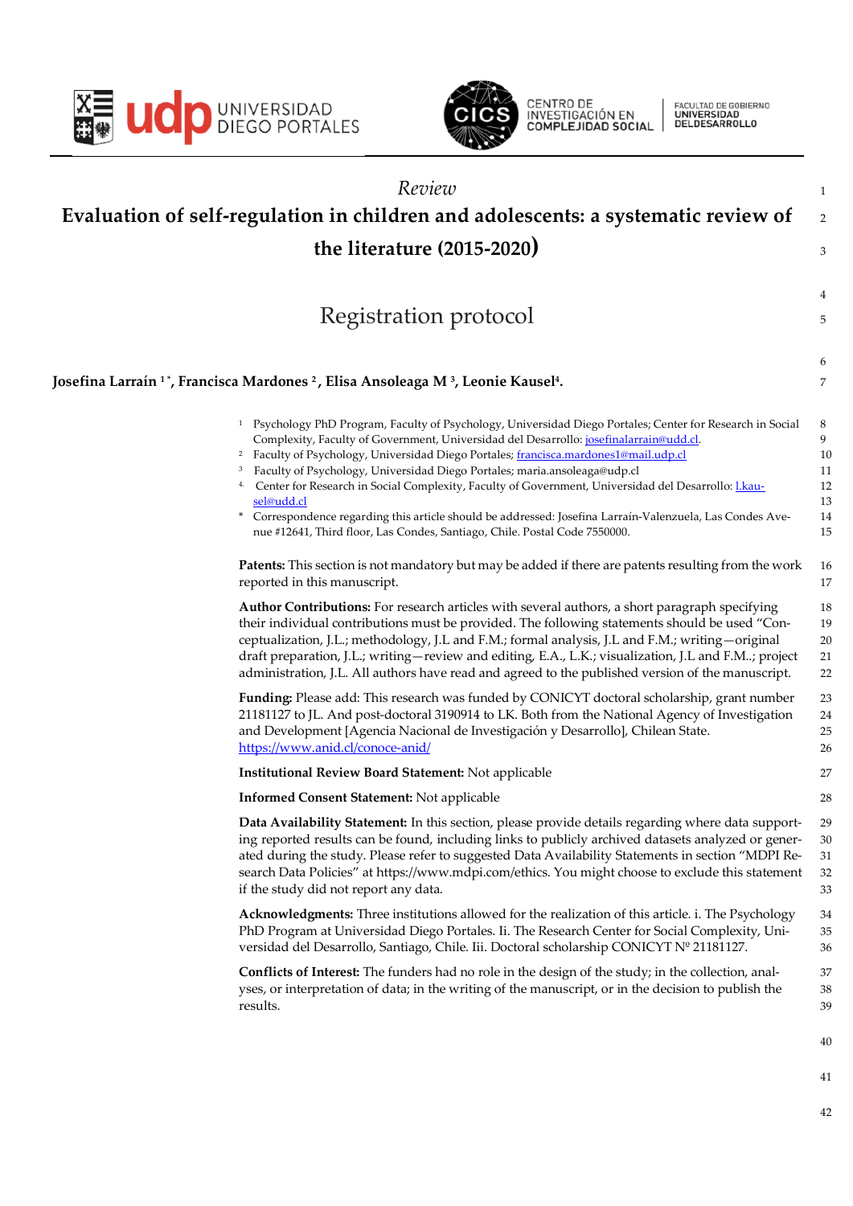*Review*

# Evaluation of self-regulation in children and adolescents: a systematic review of the literature (2015-2020)

## Registration protocol

**Josefina Larraín [1*], Francisca Mardones [2], Elisa Ansoleaga M [3], Leonie Kausel[4].**

[1] Psychology PhD Program, Faculty of Psychology, Universidad Diego Portales; Center for Research in Social Complexity, Faculty of Government, Universidad del Desarrollo: josefinalarrain@udd.cl.
[2] Faculty of Psychology, Universidad Diego Portales; francisca.mardones1@mail.udp.cl
[3] Faculty of Psychology, Universidad Diego Portales; maria.ansoleaga@udp.cl
[4] Center for Research in Social Complexity, Faculty of Government, Universidad del Desarrollo: l.kausel@udd.cl
* Correspondence regarding this article should be addressed: Josefina Larraín-Valenzuela, Las Condes Avenue #12641, Third floor, Las Condes, Santiago, Chile. Postal Code 7550000.

**Patents:** This section is not mandatory but may be added if there are patents resulting from the work reported in this manuscript.

**Author Contributions:** For research articles with several authors, a short paragraph specifying their individual contributions must be provided. The following statements should be used "Conceptualization, J.L.; methodology, J.L and F.M.; formal analysis, J.L and F.M.; writing—original draft preparation, J.L.; writing—review and editing, E.A., L.K.; visualization, J.L and F.M..; project administration, J.L. All authors have read and agreed to the published version of the manuscript.

**Funding:** Please add: This research was funded by CONICYT doctoral scholarship, grant number 21181127 to JL. And post-doctoral 3190914 to LK. Both from the National Agency of Investigation and Development [Agencia Nacional de Investigación y Desarrollo], Chilean State. https://www.anid.cl/conoce-anid/

**Institutional Review Board Statement:** Not applicable

**Informed Consent Statement:** Not applicable

**Data Availability Statement:** In this section, please provide details regarding where data supporting reported results can be found, including links to publicly archived datasets analyzed or generated during the study. Please refer to suggested Data Availability Statements in section "MDPI Research Data Policies" at https://www.mdpi.com/ethics. You might choose to exclude this statement if the study did not report any data.

**Acknowledgments:** Three institutions allowed for the realization of this article. i. The Psychology PhD Program at Universidad Diego Portales. Ii. The Research Center for Social Complexity, Universidad del Desarrollo, Santiago, Chile. Iii. Doctoral scholarship CONICYT Nº 21181127.

**Conflicts of Interest:** The funders had no role in the design of the study; in the collection, analyses, or interpretation of data; in the writing of the manuscript, or in the decision to publish the results.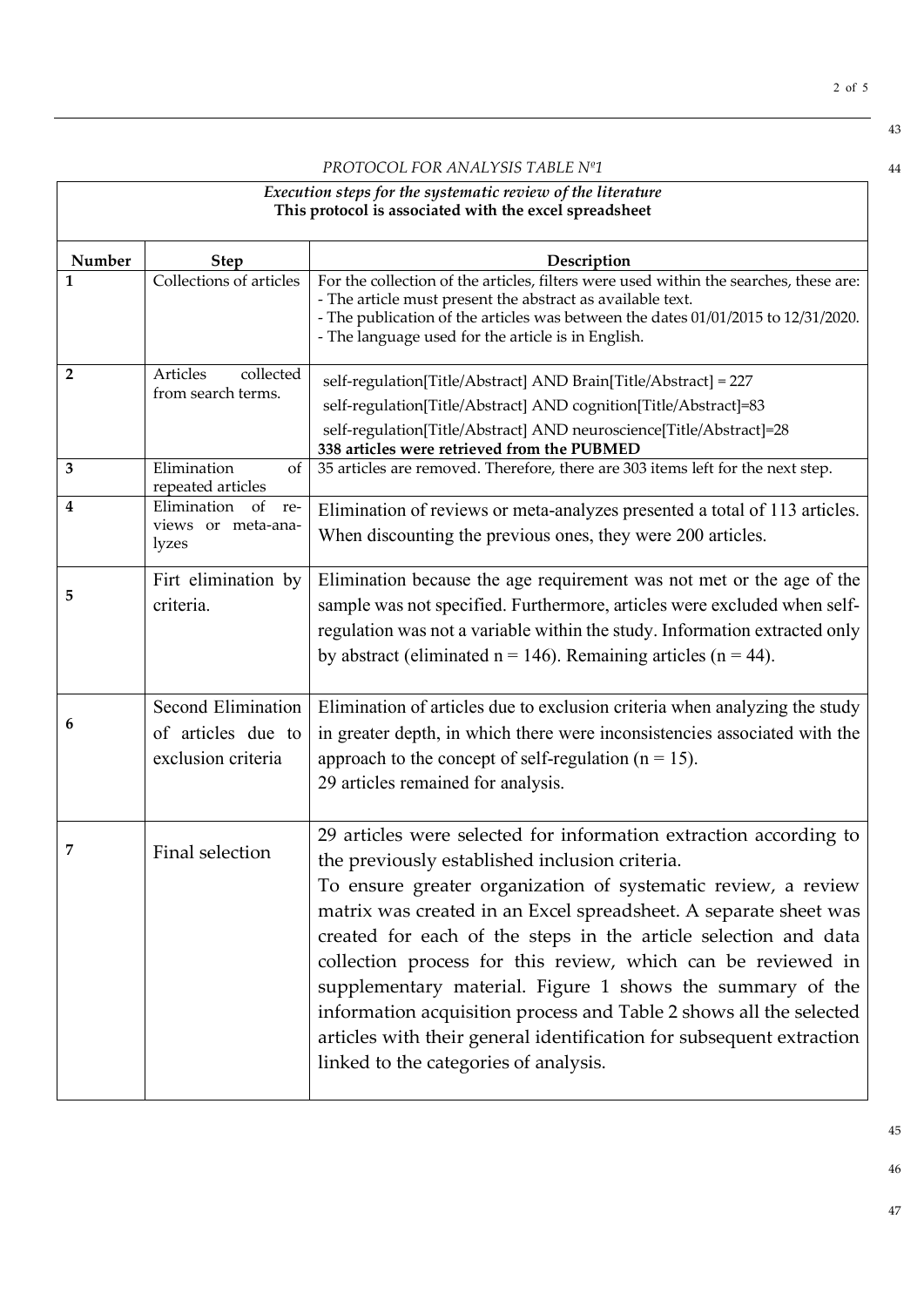*PROTOCOL FOR ANALYSIS TABLE Nº1*

| *Execution steps for the systematic review of the literature* **This protocol is associated with the excel spreadsheet** | | |
|---|---|---|
| **Number** | **Step** | **Description** |
| **1** | Collections of articles | For the collection of the articles, filters were used within the searches, these are: - The article must present the abstract as available text. - The publication of the articles was between the dates 01/01/2015 to 12/31/2020. - The language used for the article is in English. |
| **2** | Articles collected from search terms. | self-regulation[Title/Abstract] AND Brain[Title/Abstract] = 227 self-regulation[Title/Abstract] AND cognition[Title/Abstract]=83 self-regulation[Title/Abstract] AND neuroscience[Title/Abstract]=28 **338 articles were retrieved from the PUBMED** |
| **3** | Elimination of repeated articles | 35 articles are removed. Therefore, there are 303 items left for the next step. |
| **4** | Elimination of reviews or meta-analyzes | Elimination of reviews or meta-analyzes presented a total of 113 articles. When discounting the previous ones, they were 200 articles. |
| **5** | Firt elimination by criteria. | Elimination because the age requirement was not met or the age of the sample was not specified. Furthermore, articles were excluded when self-regulation was not a variable within the study. Information extracted only by abstract (eliminated n = 146). Remaining articles (n = 44). |
| **6** | Second Elimination of articles due to exclusion criteria | Elimination of articles due to exclusion criteria when analyzing the study in greater depth, in which there were inconsistencies associated with the approach to the concept of self-regulation (n = 15). 29 articles remained for analysis. |
| **7** | Final selection | 29 articles were selected for information extraction according to the previously established inclusion criteria. To ensure greater organization of systematic review, a review matrix was created in an Excel spreadsheet. A separate sheet was created for each of the steps in the article selection and data collection process for this review, which can be reviewed in supplementary material. Figure 1 shows the summary of the information acquisition process and Table 2 shows all the selected articles with their general identification for subsequent extraction linked to the categories of analysis. |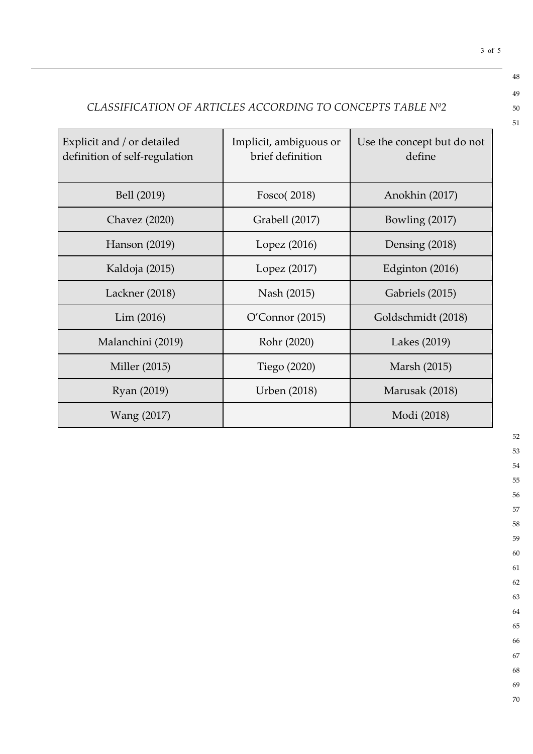*CLASSIFICATION OF ARTICLES ACCORDING TO CONCEPTS TABLE Nº2*

| Explicit and / or detailed definition of self-regulation | Implicit, ambiguous or brief definition | Use the concept but do not define |
|---|---|---|
| Bell (2019) | Fosco( 2018) | Anokhin (2017) |
| Chavez (2020) | Grabell (2017) | Bowling (2017) |
| Hanson (2019) | Lopez (2016) | Densing (2018) |
| Kaldoja (2015) | Lopez (2017) | Edginton (2016) |
| Lackner (2018) | Nash (2015) | Gabriels (2015) |
| Lim (2016) | O'Connor (2015) | Goldschmidt (2018) |
| Malanchini (2019) | Rohr (2020) | Lakes (2019) |
| Miller (2015) | Tiego (2020) | Marsh (2015) |
| Ryan (2019) | Urben (2018) | Marusak (2018) |
| Wang (2017) | | Modi (2018) |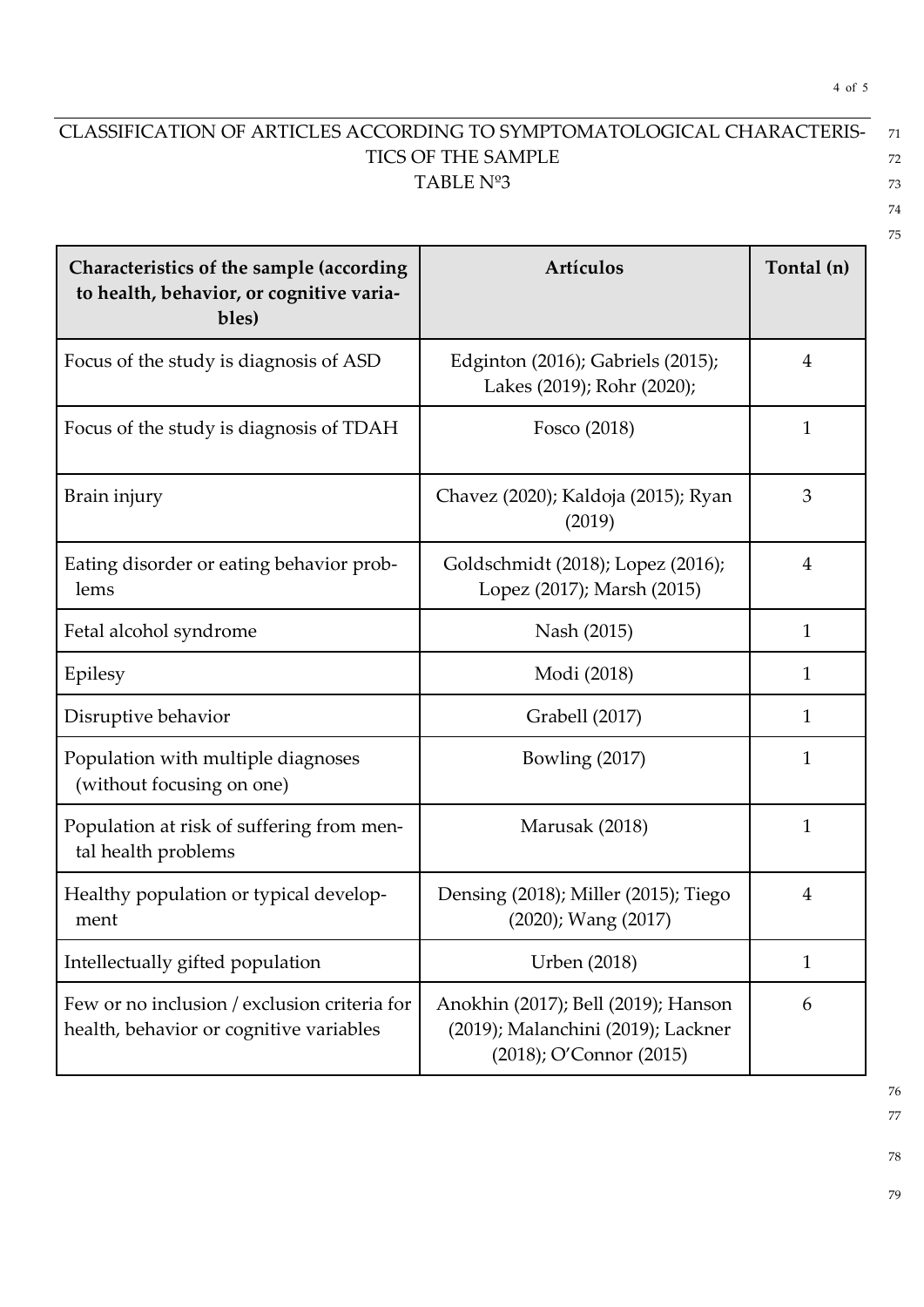CLASSIFICATION OF ARTICLES ACCORDING TO SYMPTOMATOLOGICAL CHARACTERISTICS OF THE SAMPLE

TABLE Nº3

| Characteristics of the sample (according to health, behavior, or cognitive variables) | Artículos | Tontal (n) |
|---|---|---|
| Focus of the study is diagnosis of ASD | Edginton (2016); Gabriels (2015); Lakes (2019); Rohr (2020); | 4 |
| Focus of the study is diagnosis of TDAH | Fosco (2018) | 1 |
| Brain injury | Chavez (2020); Kaldoja (2015); Ryan (2019) | 3 |
| Eating disorder or eating behavior problems | Goldschmidt (2018); Lopez (2016); Lopez (2017); Marsh (2015) | 4 |
| Fetal alcohol syndrome | Nash (2015) | 1 |
| Epilesy | Modi (2018) | 1 |
| Disruptive behavior | Grabell (2017) | 1 |
| Population with multiple diagnoses (without focusing on one) | Bowling (2017) | 1 |
| Population at risk of suffering from mental health problems | Marusak (2018) | 1 |
| Healthy population or typical development | Densing (2018); Miller (2015); Tiego (2020); Wang (2017) | 4 |
| Intellectually gifted population | Urben (2018) | 1 |
| Few or no inclusion / exclusion criteria for health, behavior or cognitive variables | Anokhin (2017); Bell (2019); Hanson (2019); Malanchini (2019); Lackner (2018); O'Connor (2015) | 6 |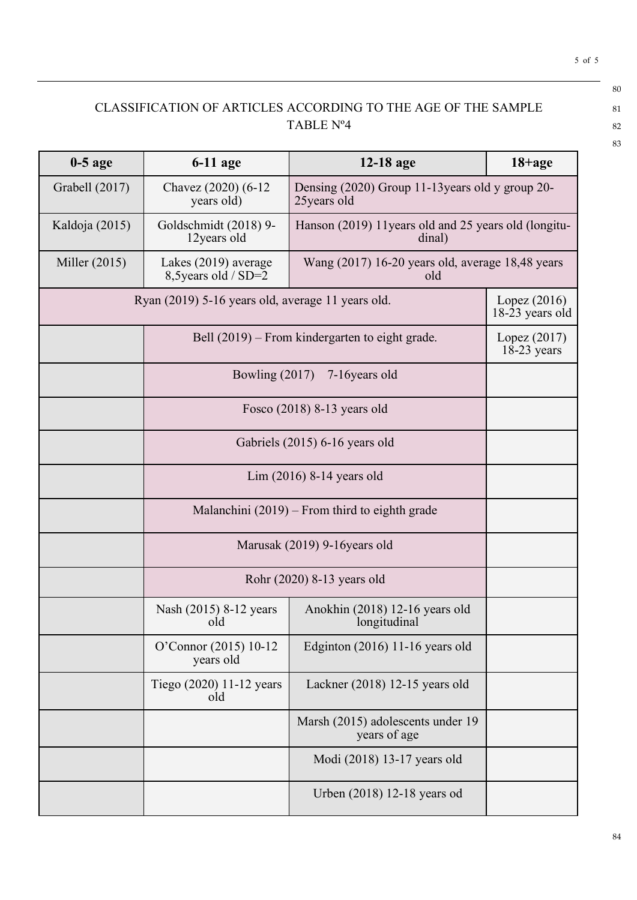CLASSIFICATION OF ARTICLES ACCORDING TO THE AGE OF THE SAMPLE
TABLE Nº4

| 0-5 age | 6-11 age | 12-18 age | 18+age |
|---|---|---|---|
| Grabell (2017) | Chavez (2020) (6-12 years old) | Densing (2020) Group 11-13years old y group 20-25years old | |
| Kaldoja (2015) | Goldschmidt (2018) 9-12years old | Hanson (2019) 11years old and 25 years old (longitudinal) | |
| Miller (2015) | Lakes (2019) average 8,5years old / SD=2 | Wang (2017) 16-20 years old, average 18,48 years old | |
| Ryan (2019) 5-16 years old, average 11 years old. | | | Lopez (2016) 18-23 years old |
| | Bell (2019) – From kindergarten to eight grade. | | Lopez (2017) 18-23 years |
| | Bowling (2017) 7-16years old | | |
| | Fosco (2018) 8-13 years old | | |
| | Gabriels (2015) 6-16 years old | | |
| | Lim (2016) 8-14 years old | | |
| | Malanchini (2019) – From third to eighth grade | | |
| | Marusak (2019) 9-16years old | | |
| | Rohr (2020) 8-13 years old | | |
| | Nash (2015) 8-12 years old | Anokhin (2018) 12-16 years old longitudinal | |
| | O'Connor (2015) 10-12 years old | Edginton (2016) 11-16 years old | |
| | Tiego (2020) 11-12 years old | Lackner (2018) 12-15 years old | |
| | | Marsh (2015) adolescents under 19 years of age | |
| | | Modi (2018) 13-17 years old | |
| | | Urben (2018) 12-18 years od | |